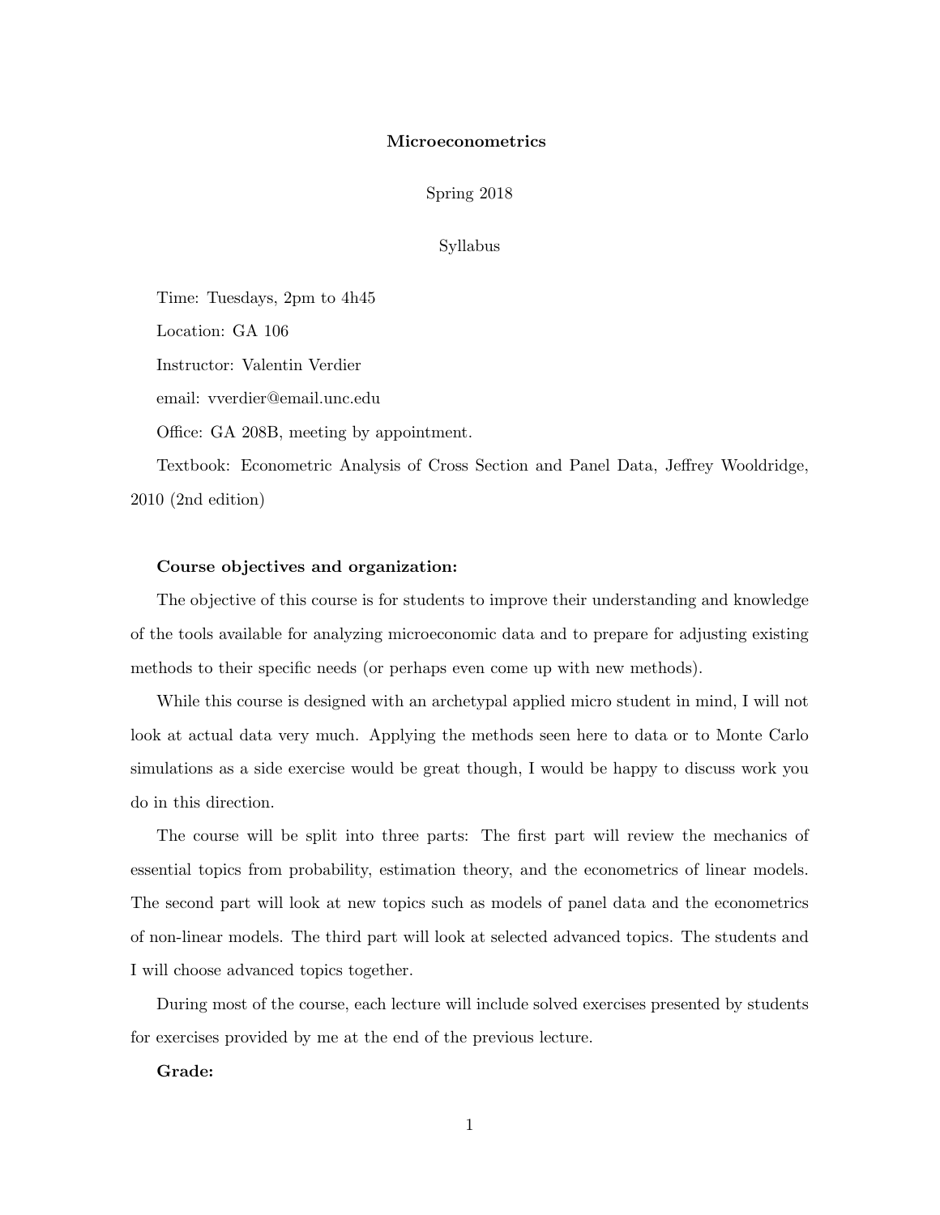# Microeconometrics

Spring 2018

Syllabus

Time: Tuesdays, 2pm to 4h45

Location: GA 106

Instructor: Valentin Verdier

email: vverdier@email.unc.edu

Office: GA 208B, meeting by appointment.

Textbook: Econometric Analysis of Cross Section and Panel Data, Jeffrey Wooldridge, 2010 (2nd edition)

**Course objectives and organization:**

The objective of this course is for students to improve their understanding and knowledge of the tools available for analyzing microeconomic data and to prepare for adjusting existing methods to their specific needs (or perhaps even come up with new methods).

While this course is designed with an archetypal applied micro student in mind, I will not look at actual data very much. Applying the methods seen here to data or to Monte Carlo simulations as a side exercise would be great though, I would be happy to discuss work you do in this direction.

The course will be split into three parts: The first part will review the mechanics of essential topics from probability, estimation theory, and the econometrics of linear models. The second part will look at new topics such as models of panel data and the econometrics of non-linear models. The third part will look at selected advanced topics. The students and I will choose advanced topics together.

During most of the course, each lecture will include solved exercises presented by students for exercises provided by me at the end of the previous lecture.

**Grade:**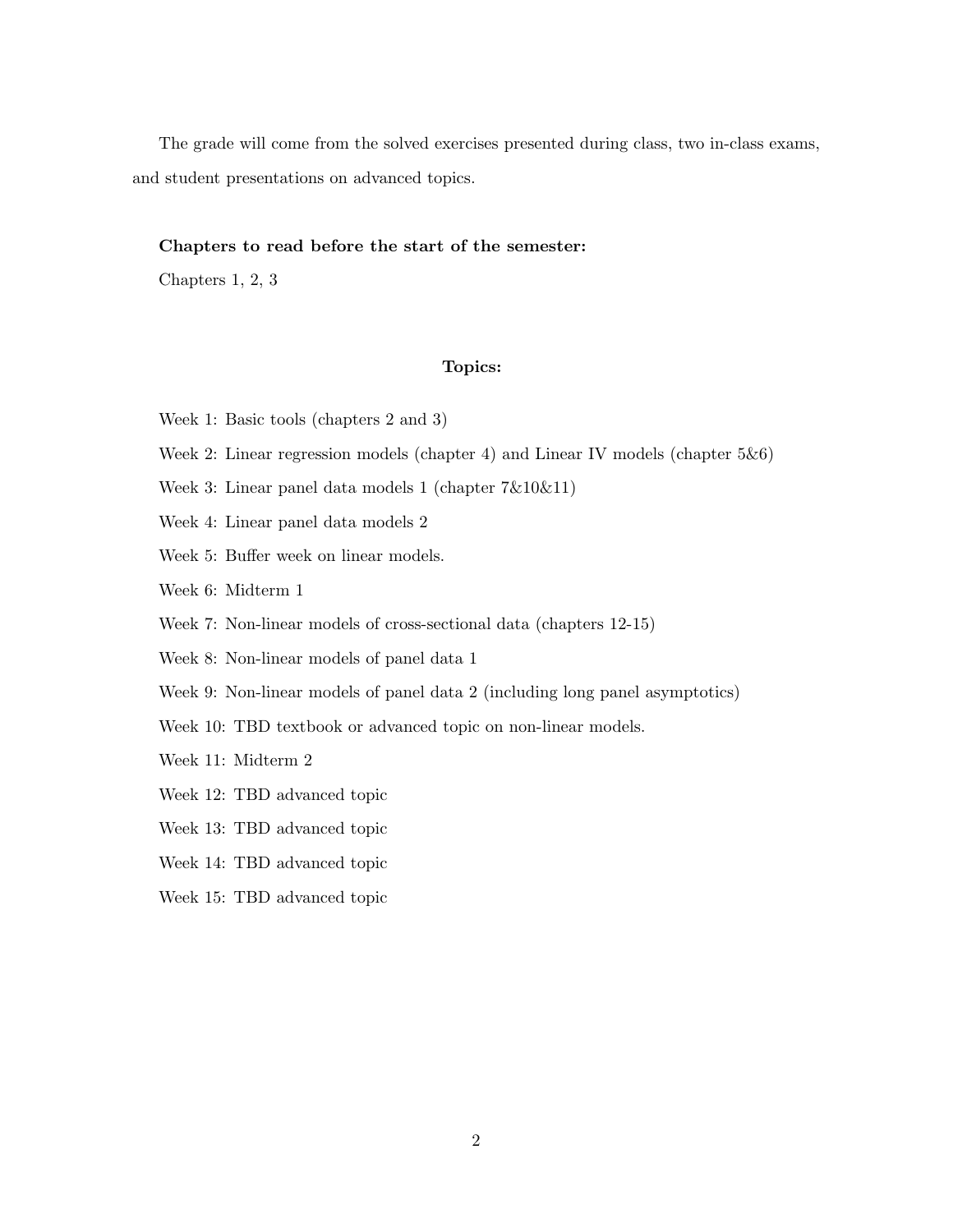The grade will come from the solved exercises presented during class, two in-class exams, and student presentations on advanced topics.

**Chapters to read before the start of the semester:**

Chapters 1, 2, 3

**Topics:**

Week 1: Basic tools (chapters 2 and 3)

Week 2: Linear regression models (chapter 4) and Linear IV models (chapter 5&6)

Week 3: Linear panel data models 1 (chapter 7&10&11)

Week 4: Linear panel data models 2

Week 5: Buffer week on linear models.

Week 6: Midterm 1

Week 7: Non-linear models of cross-sectional data (chapters 12-15)

Week 8: Non-linear models of panel data 1

Week 9: Non-linear models of panel data 2 (including long panel asymptotics)

Week 10: TBD textbook or advanced topic on non-linear models.

Week 11: Midterm 2

Week 12: TBD advanced topic

Week 13: TBD advanced topic

Week 14: TBD advanced topic

Week 15: TBD advanced topic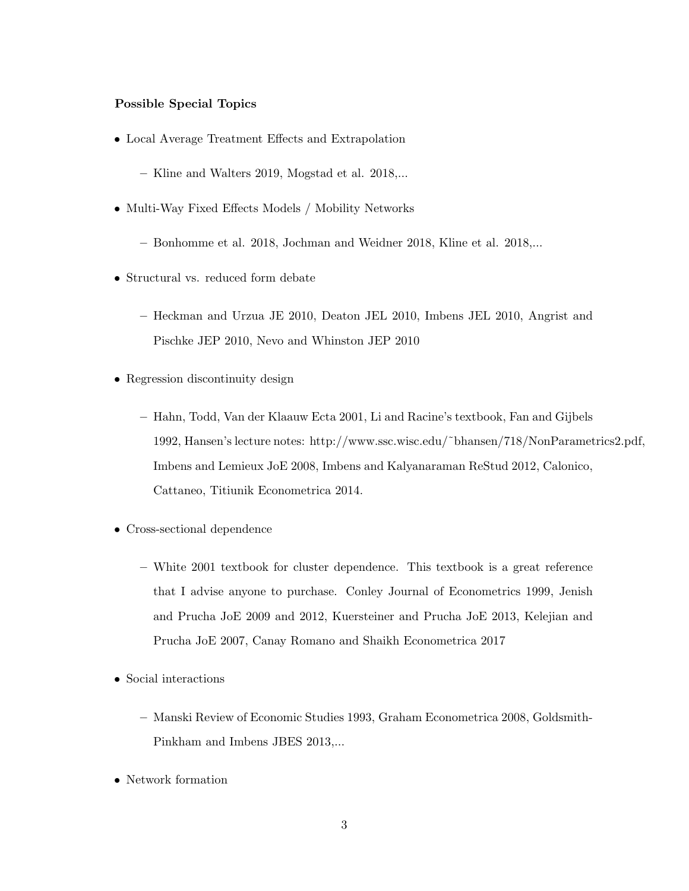**Possible Special Topics**

- Local Average Treatment Effects and Extrapolation
  - Kline and Walters 2019, Mogstad et al. 2018,...
- Multi-Way Fixed Effects Models / Mobility Networks
  - Bonhomme et al. 2018, Jochman and Weidner 2018, Kline et al. 2018,...
- Structural vs. reduced form debate
  - Heckman and Urzua JE 2010, Deaton JEL 2010, Imbens JEL 2010, Angrist and Pischke JEP 2010, Nevo and Whinston JEP 2010
- Regression discontinuity design
  - Hahn, Todd, Van der Klaauw Ecta 2001, Li and Racine's textbook, Fan and Gijbels 1992, Hansen's lecture notes: http://www.ssc.wisc.edu/~bhansen/718/NonParametrics2.pdf, Imbens and Lemieux JoE 2008, Imbens and Kalyanaraman ReStud 2012, Calonico, Cattaneo, Titiunik Econometrica 2014.
- Cross-sectional dependence
  - White 2001 textbook for cluster dependence. This textbook is a great reference that I advise anyone to purchase. Conley Journal of Econometrics 1999, Jenish and Prucha JoE 2009 and 2012, Kuersteiner and Prucha JoE 2013, Kelejian and Prucha JoE 2007, Canay Romano and Shaikh Econometrica 2017
- Social interactions
  - Manski Review of Economic Studies 1993, Graham Econometrica 2008, Goldsmith-Pinkham and Imbens JBES 2013,...
- Network formation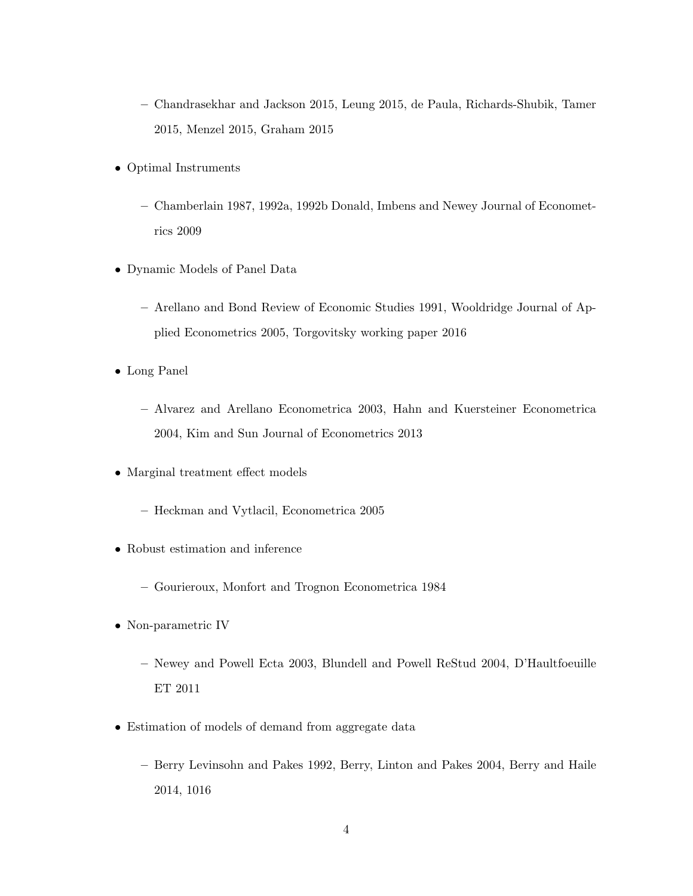- Chandrasekhar and Jackson 2015, Leung 2015, de Paula, Richards-Shubik, Tamer 2015, Menzel 2015, Graham 2015

- Optimal Instruments
  - Chamberlain 1987, 1992a, 1992b Donald, Imbens and Newey Journal of Econometrics 2009

- Dynamic Models of Panel Data
  - Arellano and Bond Review of Economic Studies 1991, Wooldridge Journal of Applied Econometrics 2005, Torgovitsky working paper 2016

- Long Panel
  - Alvarez and Arellano Econometrica 2003, Hahn and Kuersteiner Econometrica 2004, Kim and Sun Journal of Econometrics 2013

- Marginal treatment effect models
  - Heckman and Vytlacil, Econometrica 2005

- Robust estimation and inference
  - Gourieroux, Monfort and Trognon Econometrica 1984

- Non-parametric IV
  - Newey and Powell Ecta 2003, Blundell and Powell ReStud 2004, D'Haultfoeuille ET 2011

- Estimation of models of demand from aggregate data
  - Berry Levinsohn and Pakes 1992, Berry, Linton and Pakes 2004, Berry and Haile 2014, 1016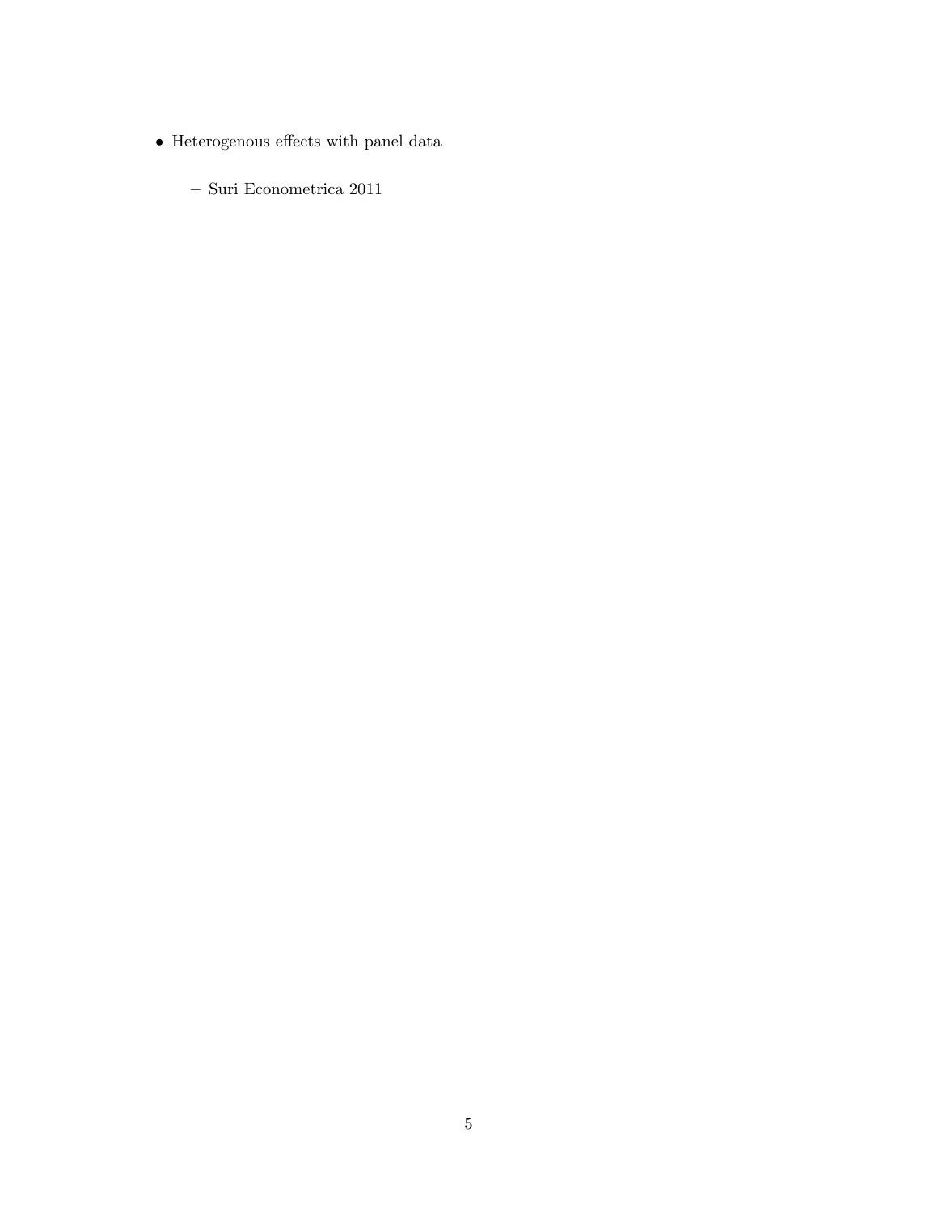- Heterogenous effects with panel data
  - Suri Econometrica 2011